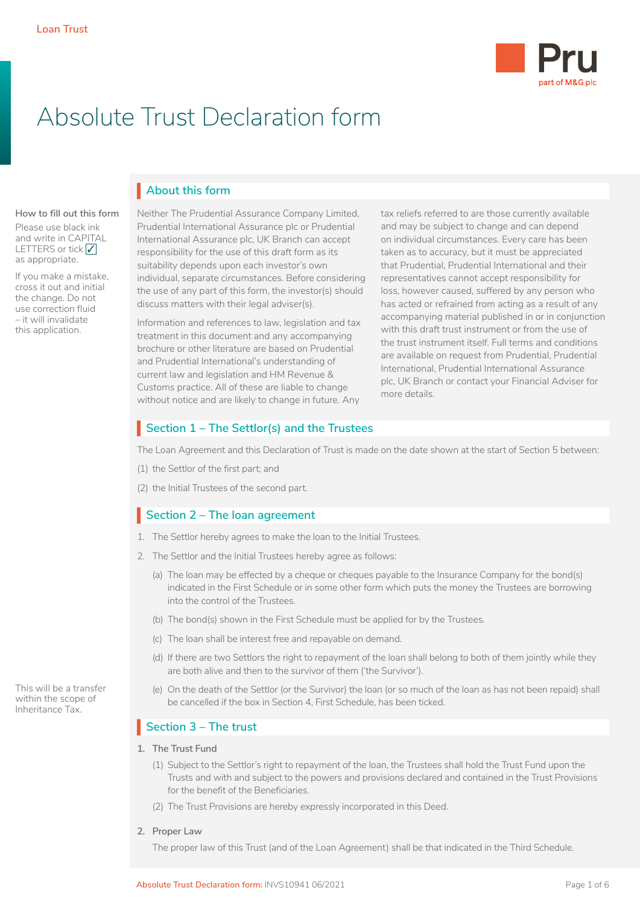Loan Trust

# Absolute Trust Declaration form

**How to fill out this form**

Please use black ink and write in CAPITAL LETTERS or tick ✓ as appropriate.

If you make a mistake, cross it out and initial the change. Do not use correction fluid – it will invalidate this application.

## About this form

Neither The Prudential Assurance Company Limited, Prudential International Assurance plc or Prudential International Assurance plc, UK Branch can accept responsibility for the use of this draft form as its suitability depends upon each investor's own individual, separate circumstances. Before considering the use of any part of this form, the investor(s) should discuss matters with their legal adviser(s).

Information and references to law, legislation and tax treatment in this document and any accompanying brochure or other literature are based on Prudential and Prudential International's understanding of current law and legislation and HM Revenue & Customs practice. All of these are liable to change without notice and are likely to change in future. Any tax reliefs referred to are those currently available and may be subject to change and can depend on individual circumstances. Every care has been taken as to accuracy, but it must be appreciated that Prudential, Prudential International and their representatives cannot accept responsibility for loss, however caused, suffered by any person who has acted or refrained from acting as a result of any accompanying material published in or in conjunction with this draft trust instrument or from the use of the trust instrument itself. Full terms and conditions are available on request from Prudential, Prudential International, Prudential International Assurance plc, UK Branch or contact your Financial Adviser for more details.

## Section 1 – The Settlor(s) and the Trustees

The Loan Agreement and this Declaration of Trust is made on the date shown at the start of Section 5 between:

(1) the Settlor of the first part; and

(2) the Initial Trustees of the second part.

## Section 2 – The loan agreement

1. The Settlor hereby agrees to make the loan to the Initial Trustees.
2. The Settlor and the Initial Trustees hereby agree as follows:
   - (a) The loan may be effected by a cheque or cheques payable to the Insurance Company for the bond(s) indicated in the First Schedule or in some other form which puts the money the Trustees are borrowing into the control of the Trustees.
   - (b) The bond(s) shown in the First Schedule must be applied for by the Trustees.
   - (c) The loan shall be interest free and repayable on demand.
   - (d) If there are two Settlors the right to repayment of the loan shall belong to both of them jointly while they are both alive and then to the survivor of them ('the Survivor').
   - (e) On the death of the Settlor (or the Survivor) the loan (or so much of the loan as has not been repaid) shall be cancelled if the box in Section 4, First Schedule, has been ticked.

This will be a transfer within the scope of Inheritance Tax.

## Section 3 – The trust

**1. The Trust Fund**

(1) Subject to the Settlor's right to repayment of the loan, the Trustees shall hold the Trust Fund upon the Trusts and with and subject to the powers and provisions declared and contained in the Trust Provisions for the benefit of the Beneficiaries.

(2) The Trust Provisions are hereby expressly incorporated in this Deed.

**2. Proper Law**

The proper law of this Trust (and of the Loan Agreement) shall be that indicated in the Third Schedule.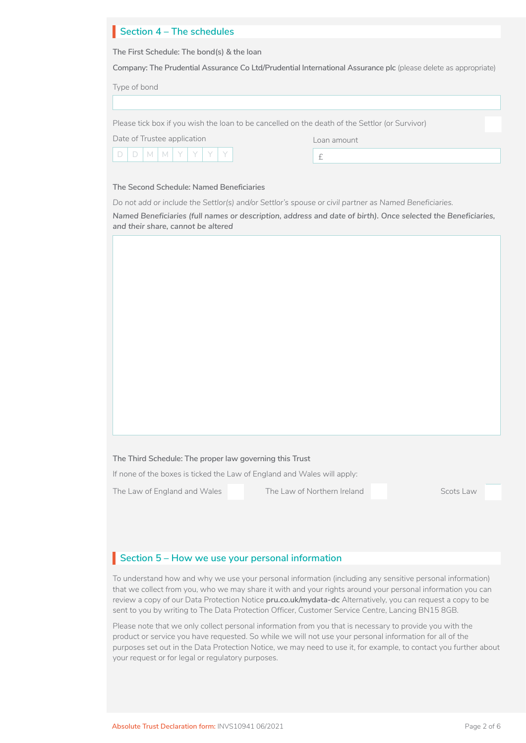## Section 4 – The schedules

**The First Schedule: The bond(s) & the loan**

**Company: The Prudential Assurance Co Ltd/Prudential International Assurance plc** (please delete as appropriate)

Type of bond

Please tick box if you wish the loan to be cancelled on the death of the Settlor (or Survivor)

Date of Trustee application

D D M M Y Y Y Y

Loan amount

£

**The Second Schedule: Named Beneficiaries**

*Do not add or include the Settlor(s) and/or Settlor's spouse or civil partner as Named Beneficiaries.*

***Named Beneficiaries (full names or description, address and date of birth). Once selected the Beneficiaries, and their share, cannot be altered***

**The Third Schedule: The proper law governing this Trust**

If none of the boxes is ticked the Law of England and Wales will apply:

The Law of England and Wales

The Law of Northern Ireland

Scots Law

## Section 5 – How we use your personal information

To understand how and why we use your personal information (including any sensitive personal information) that we collect from you, who we may share it with and your rights around your personal information you can review a copy of our Data Protection Notice **pru.co.uk/mydata-dc** Alternatively, you can request a copy to be sent to you by writing to The Data Protection Officer, Customer Service Centre, Lancing BN15 8GB.

Please note that we only collect personal information from you that is necessary to provide you with the product or service you have requested. So while we will not use your personal information for all of the purposes set out in the Data Protection Notice, we may need to use it, for example, to contact you further about your request or for legal or regulatory purposes.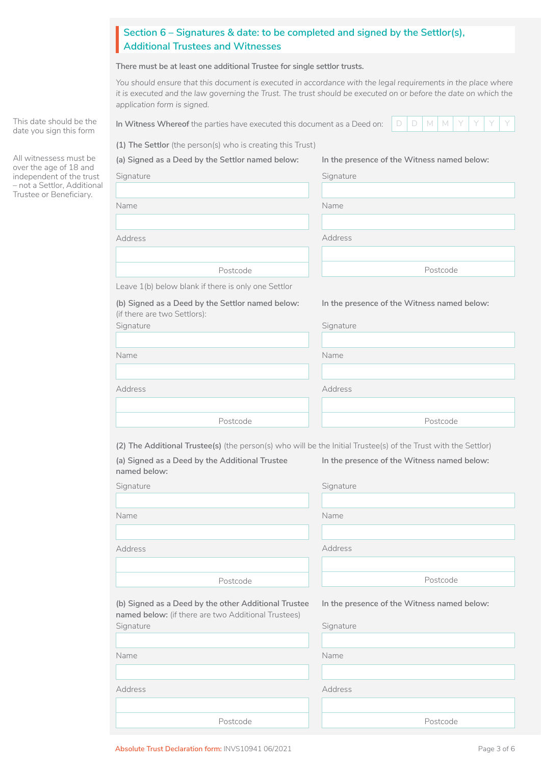## Section 6 – Signatures & date: to be completed and signed by the Settlor(s), Additional Trustees and Witnesses

**There must be at least one additional Trustee for single settlor trusts.**

*You should ensure that this document is executed in accordance with the legal requirements in the place where it is executed and the law governing the Trust. The trust should be executed on or before the date on which the application form is signed.*

This date should be the date you sign this form

**In Witness Whereof** the parties have executed this document as a Deed on: D D M M Y Y Y Y

All witnessess must be over the age of 18 and independent of the trust – not a Settlor, Additional Trustee or Beneficiary.

**(1) The Settlor** (the person(s) who is creating this Trust)

| **(a) Signed as a Deed by the Settlor named below:** | **In the presence of the Witness named below:** |
| --- | --- |
| Signature | Signature |
| Name | Name |
| Address | Address |
| Postcode | Postcode |

Leave 1(b) below blank if there is only one Settlor

| **(b) Signed as a Deed by the Settlor named below:** (if there are two Settlors): | **In the presence of the Witness named below:** |
| --- | --- |
| Signature | Signature |
| Name | Name |
| Address | Address |
| Postcode | Postcode |

**(2) The Additional Trustee(s)** (the person(s) who will be the Initial Trustee(s) of the Trust with the Settlor)

| **(a) Signed as a Deed by the Additional Trustee named below:** | **In the presence of the Witness named below:** |
| --- | --- |
| Signature | Signature |
| Name | Name |
| Address | Address |
| Postcode | Postcode |

| **(b) Signed as a Deed by the other Additional Trustee named below:** (if there are two Additional Trustees) | **In the presence of the Witness named below:** |
| --- | --- |
| Signature | Signature |
| Name | Name |
| Address | Address |
| Postcode | Postcode |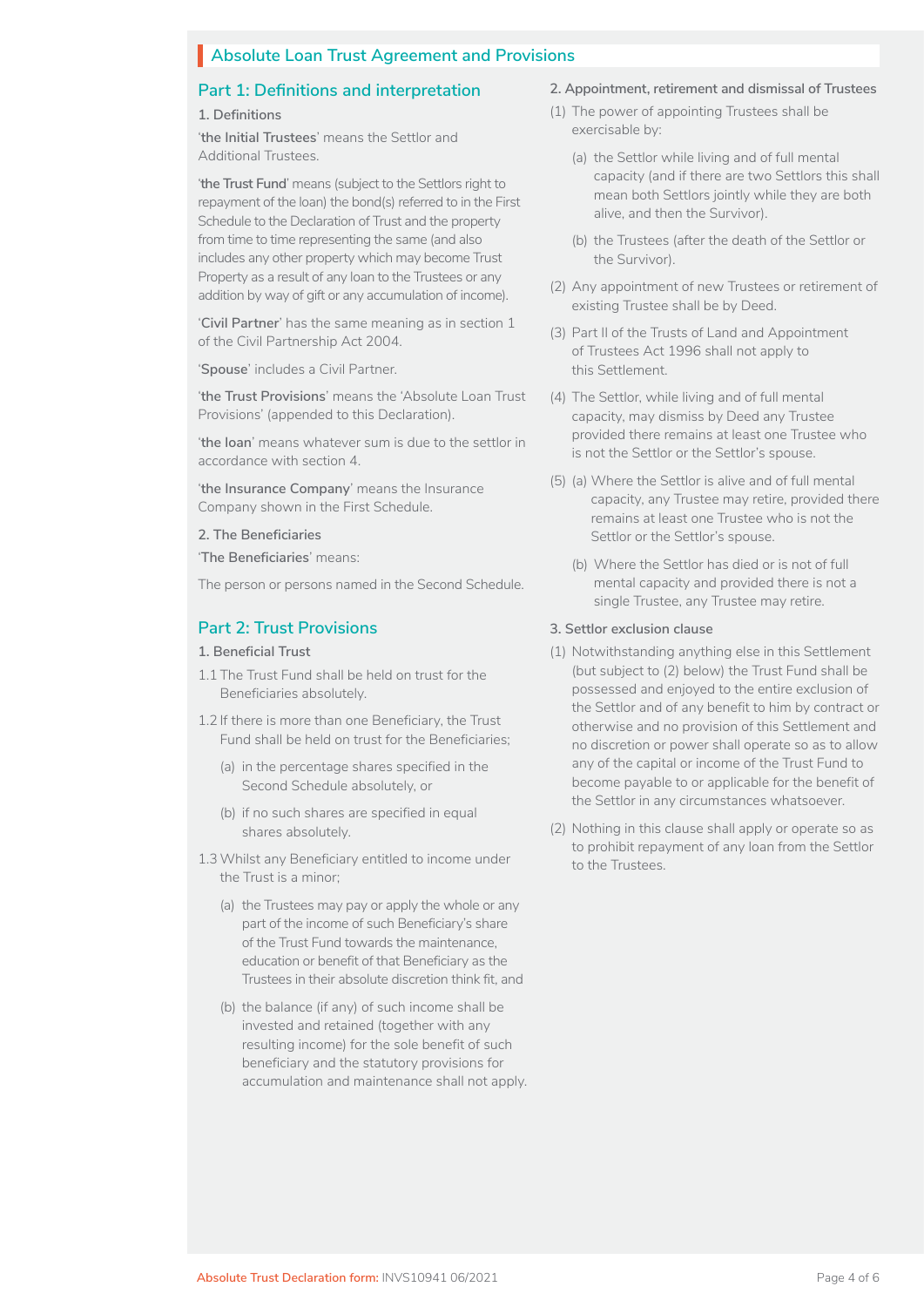## Absolute Loan Trust Agreement and Provisions

### Part 1: Definitions and interpretation

**1. Definitions**

'**the Initial Trustees**' means the Settlor and Additional Trustees.

'**the Trust Fund**' means (subject to the Settlors right to repayment of the loan) the bond(s) referred to in the First Schedule to the Declaration of Trust and the property from time to time representing the same (and also includes any other property which may become Trust Property as a result of any loan to the Trustees or any addition by way of gift or any accumulation of income).

'**Civil Partner**' has the same meaning as in section 1 of the Civil Partnership Act 2004.

'**Spouse**' includes a Civil Partner.

'**the Trust Provisions**' means the 'Absolute Loan Trust Provisions' (appended to this Declaration).

'**the loan**' means whatever sum is due to the settlor in accordance with section 4.

'**the Insurance Company**' means the Insurance Company shown in the First Schedule.

**2. The Beneficiaries**

'**The Beneficiaries**' means:

The person or persons named in the Second Schedule.

### Part 2: Trust Provisions

**1. Beneficial Trust**

1.1 The Trust Fund shall be held on trust for the Beneficiaries absolutely.

1.2 If there is more than one Beneficiary, the Trust Fund shall be held on trust for the Beneficiaries;

- (a) in the percentage shares specified in the Second Schedule absolutely, or
- (b) if no such shares are specified in equal shares absolutely.

1.3 Whilst any Beneficiary entitled to income under the Trust is a minor;

- (a) the Trustees may pay or apply the whole or any part of the income of such Beneficiary's share of the Trust Fund towards the maintenance, education or benefit of that Beneficiary as the Trustees in their absolute discretion think fit, and
- (b) the balance (if any) of such income shall be invested and retained (together with any resulting income) for the sole benefit of such beneficiary and the statutory provisions for accumulation and maintenance shall not apply.

**2. Appointment, retirement and dismissal of Trustees**

(1) The power of appointing Trustees shall be exercisable by:

- (a) the Settlor while living and of full mental capacity (and if there are two Settlors this shall mean both Settlors jointly while they are both alive, and then the Survivor).
- (b) the Trustees (after the death of the Settlor or the Survivor).

(2) Any appointment of new Trustees or retirement of existing Trustee shall be by Deed.

(3) Part II of the Trusts of Land and Appointment of Trustees Act 1996 shall not apply to this Settlement.

(4) The Settlor, while living and of full mental capacity, may dismiss by Deed any Trustee provided there remains at least one Trustee who is not the Settlor or the Settlor's spouse.

(5) (a) Where the Settlor is alive and of full mental capacity, any Trustee may retire, provided there remains at least one Trustee who is not the Settlor or the Settlor's spouse.

(b) Where the Settlor has died or is not of full mental capacity and provided there is not a single Trustee, any Trustee may retire.

**3. Settlor exclusion clause**

(1) Notwithstanding anything else in this Settlement (but subject to (2) below) the Trust Fund shall be possessed and enjoyed to the entire exclusion of the Settlor and of any benefit to him by contract or otherwise and no provision of this Settlement and no discretion or power shall operate so as to allow any of the capital or income of the Trust Fund to become payable to or applicable for the benefit of the Settlor in any circumstances whatsoever.

(2) Nothing in this clause shall apply or operate so as to prohibit repayment of any loan from the Settlor to the Trustees.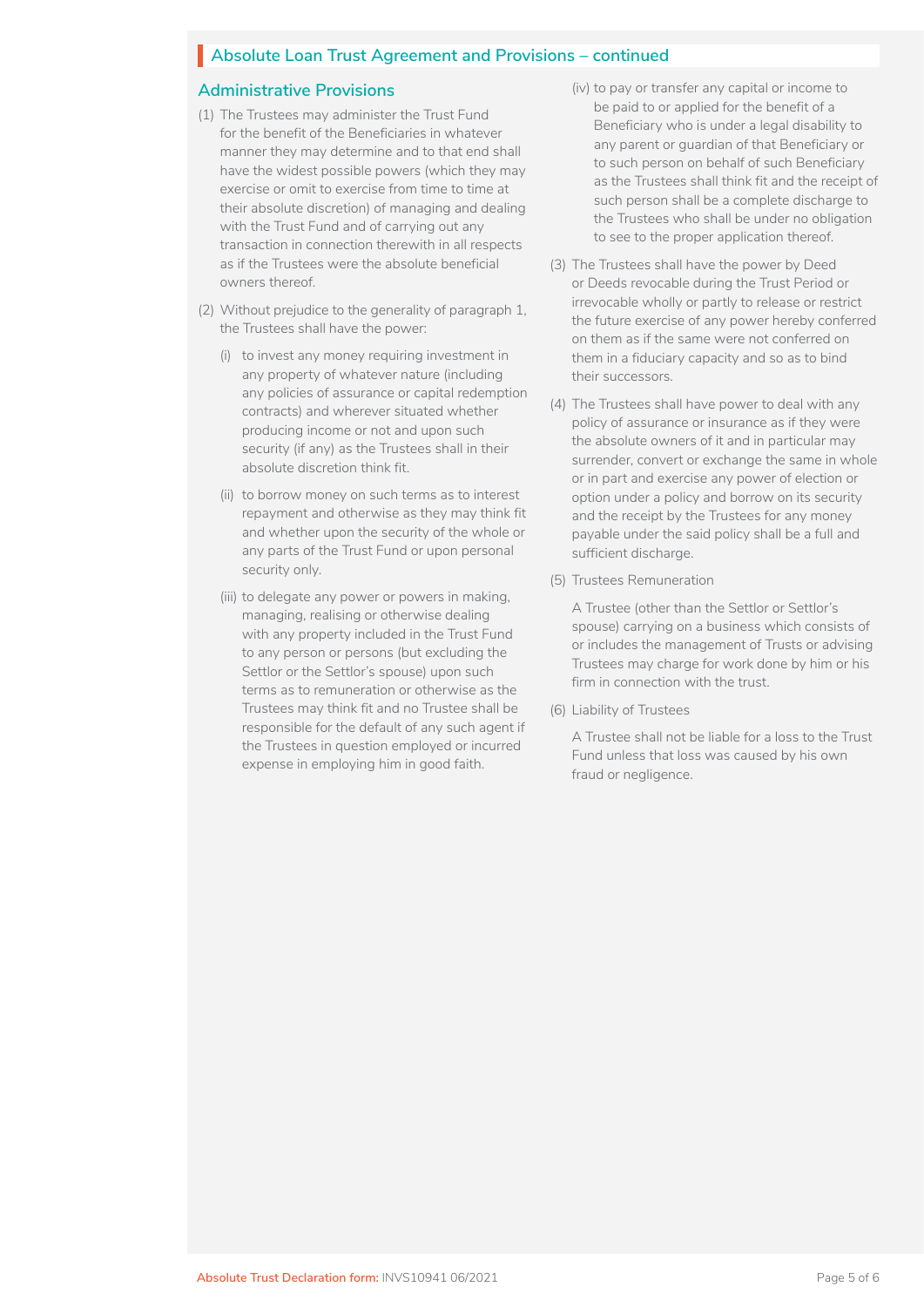## Absolute Loan Trust Agreement and Provisions – continued

### Administrative Provisions

(1) The Trustees may administer the Trust Fund for the benefit of the Beneficiaries in whatever manner they may determine and to that end shall have the widest possible powers (which they may exercise or omit to exercise from time to time at their absolute discretion) of managing and dealing with the Trust Fund and of carrying out any transaction in connection therewith in all respects as if the Trustees were the absolute beneficial owners thereof.

(2) Without prejudice to the generality of paragraph 1, the Trustees shall have the power:

   (i) to invest any money requiring investment in any property of whatever nature (including any policies of assurance or capital redemption contracts) and wherever situated whether producing income or not and upon such security (if any) as the Trustees shall in their absolute discretion think fit.

   (ii) to borrow money on such terms as to interest repayment and otherwise as they may think fit and whether upon the security of the whole or any parts of the Trust Fund or upon personal security only.

   (iii) to delegate any power or powers in making, managing, realising or otherwise dealing with any property included in the Trust Fund to any person or persons (but excluding the Settlor or the Settlor's spouse) upon such terms as to remuneration or otherwise as the Trustees may think fit and no Trustee shall be responsible for the default of any such agent if the Trustees in question employed or incurred expense in employing him in good faith.

   (iv) to pay or transfer any capital or income to be paid to or applied for the benefit of a Beneficiary who is under a legal disability to any parent or guardian of that Beneficiary or to such person on behalf of such Beneficiary as the Trustees shall think fit and the receipt of such person shall be a complete discharge to the Trustees who shall be under no obligation to see to the proper application thereof.

(3) The Trustees shall have the power by Deed or Deeds revocable during the Trust Period or irrevocable wholly or partly to release or restrict the future exercise of any power hereby conferred on them as if the same were not conferred on them in a fiduciary capacity and so as to bind their successors.

(4) The Trustees shall have power to deal with any policy of assurance or insurance as if they were the absolute owners of it and in particular may surrender, convert or exchange the same in whole or in part and exercise any power of election or option under a policy and borrow on its security and the receipt by the Trustees for any money payable under the said policy shall be a full and sufficient discharge.

(5) Trustees Remuneration

   A Trustee (other than the Settlor or Settlor's spouse) carrying on a business which consists of or includes the management of Trusts or advising Trustees may charge for work done by him or his firm in connection with the trust.

(6) Liability of Trustees

   A Trustee shall not be liable for a loss to the Trust Fund unless that loss was caused by his own fraud or negligence.

Absolute Trust Declaration form: INVS10941 06/2021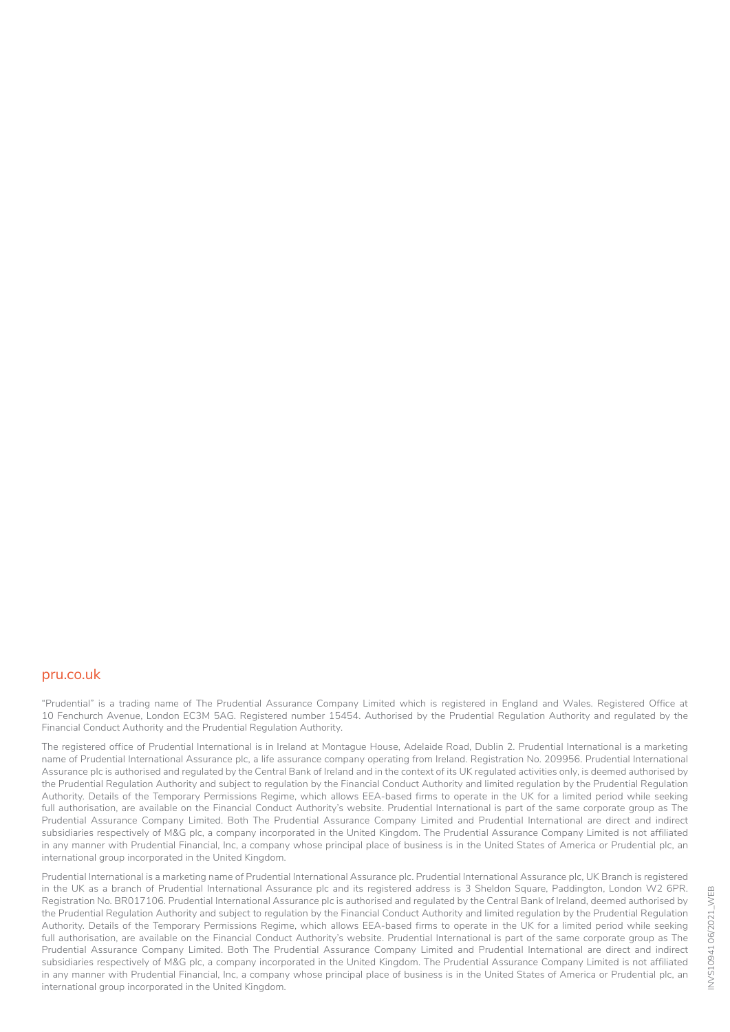pru.co.uk

"Prudential" is a trading name of The Prudential Assurance Company Limited which is registered in England and Wales. Registered Office at 10 Fenchurch Avenue, London EC3M 5AG. Registered number 15454. Authorised by the Prudential Regulation Authority and regulated by the Financial Conduct Authority and the Prudential Regulation Authority.

The registered office of Prudential International is in Ireland at Montague House, Adelaide Road, Dublin 2. Prudential International is a marketing name of Prudential International Assurance plc, a life assurance company operating from Ireland. Registration No. 209956. Prudential International Assurance plc is authorised and regulated by the Central Bank of Ireland and in the context of its UK regulated activities only, is deemed authorised by the Prudential Regulation Authority and subject to regulation by the Financial Conduct Authority and limited regulation by the Prudential Regulation Authority. Details of the Temporary Permissions Regime, which allows EEA-based firms to operate in the UK for a limited period while seeking full authorisation, are available on the Financial Conduct Authority's website. Prudential International is part of the same corporate group as The Prudential Assurance Company Limited. Both The Prudential Assurance Company Limited and Prudential International are direct and indirect subsidiaries respectively of M&G plc, a company incorporated in the United Kingdom. The Prudential Assurance Company Limited is not affiliated in any manner with Prudential Financial, Inc, a company whose principal place of business is in the United States of America or Prudential plc, an international group incorporated in the United Kingdom.

Prudential International is a marketing name of Prudential International Assurance plc. Prudential International Assurance plc, UK Branch is registered in the UK as a branch of Prudential International Assurance plc and its registered address is 3 Sheldon Square, Paddington, London W2 6PR. Registration No. BR017106. Prudential International Assurance plc is authorised and regulated by the Central Bank of Ireland, deemed authorised by the Prudential Regulation Authority and subject to regulation by the Financial Conduct Authority and limited regulation by the Prudential Regulation Authority. Details of the Temporary Permissions Regime, which allows EEA-based firms to operate in the UK for a limited period while seeking full authorisation, are available on the Financial Conduct Authority's website. Prudential International is part of the same corporate group as The Prudential Assurance Company Limited. Both The Prudential Assurance Company Limited and Prudential International are direct and indirect subsidiaries respectively of M&G plc, a company incorporated in the United Kingdom. The Prudential Assurance Company Limited is not affiliated in any manner with Prudential Financial, Inc, a company whose principal place of business is in the United States of America or Prudential plc, an international group incorporated in the United Kingdom.

INVS10941 06/2021_WEB